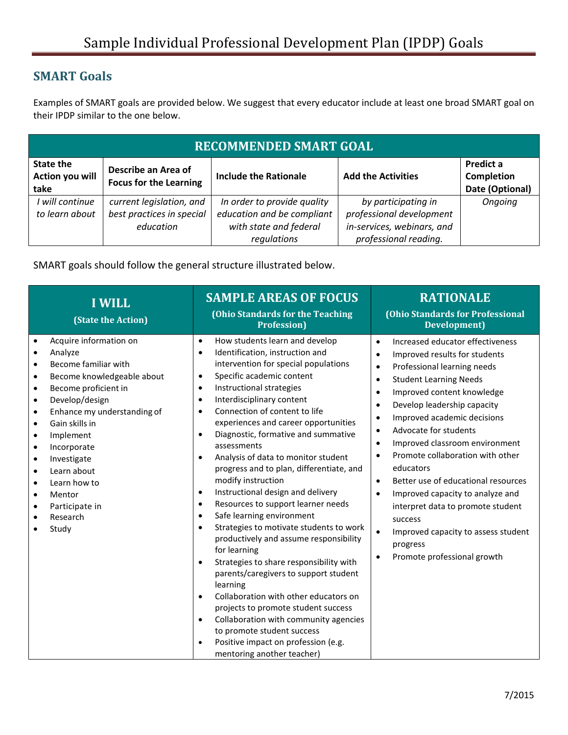# Sample Individual Professional Development Plan (IPDP) Goals

## SMART Goals

Examples of SMART goals are provided below. We suggest that every educator include at least one broad SMART goal on their IPDP similar to the one below.

| RECOMMENDED SMART GOAL | | | | |
|---|---|---|---|---|
| **State the Action you will take** | **Describe an Area of Focus for the Learning** | **Include the Rationale** | **Add the Activities** | **Predict a Completion Date (Optional)** |
| *I will continue to learn about* | *current legislation, and best practices in special education* | *In order to provide quality education and be compliant with state and federal regulations* | *by participating in professional development in-services, webinars, and professional reading.* | *Ongoing* |

SMART goals should follow the general structure illustrated below.

| I WILL (State the Action) | SAMPLE AREAS OF FOCUS (Ohio Standards for the Teaching Profession) | RATIONALE (Ohio Standards for Professional Development) |
|---|---|---|
| • Acquire information on<br>• Analyze<br>• Become familiar with<br>• Become knowledgeable about<br>• Become proficient in<br>• Develop/design<br>• Enhance my understanding of<br>• Gain skills in<br>• Implement<br>• Incorporate<br>• Investigate<br>• Learn about<br>• Learn how to<br>• Mentor<br>• Participate in<br>• Research<br>• Study | • How students learn and develop<br>• Identification, instruction and intervention for special populations<br>• Specific academic content<br>• Instructional strategies<br>• Interdisciplinary content<br>• Connection of content to life experiences and career opportunities<br>• Diagnostic, formative and summative assessments<br>• Analysis of data to monitor student progress and to plan, differentiate, and modify instruction<br>• Instructional design and delivery<br>• Resources to support learner needs<br>• Safe learning environment<br>• Strategies to motivate students to work productively and assume responsibility for learning<br>• Strategies to share responsibility with parents/caregivers to support student learning<br>• Collaboration with other educators on projects to promote student success<br>• Collaboration with community agencies to promote student success<br>• Positive impact on profession (e.g. mentoring another teacher) | • Increased educator effectiveness<br>• Improved results for students<br>• Professional learning needs<br>• Student Learning Needs<br>• Improved content knowledge<br>• Develop leadership capacity<br>• Improved academic decisions<br>• Advocate for students<br>• Improved classroom environment<br>• Promote collaboration with other educators<br>• Better use of educational resources<br>• Improved capacity to analyze and interpret data to promote student success<br>• Improved capacity to assess student progress<br>• Promote professional growth |

7/2015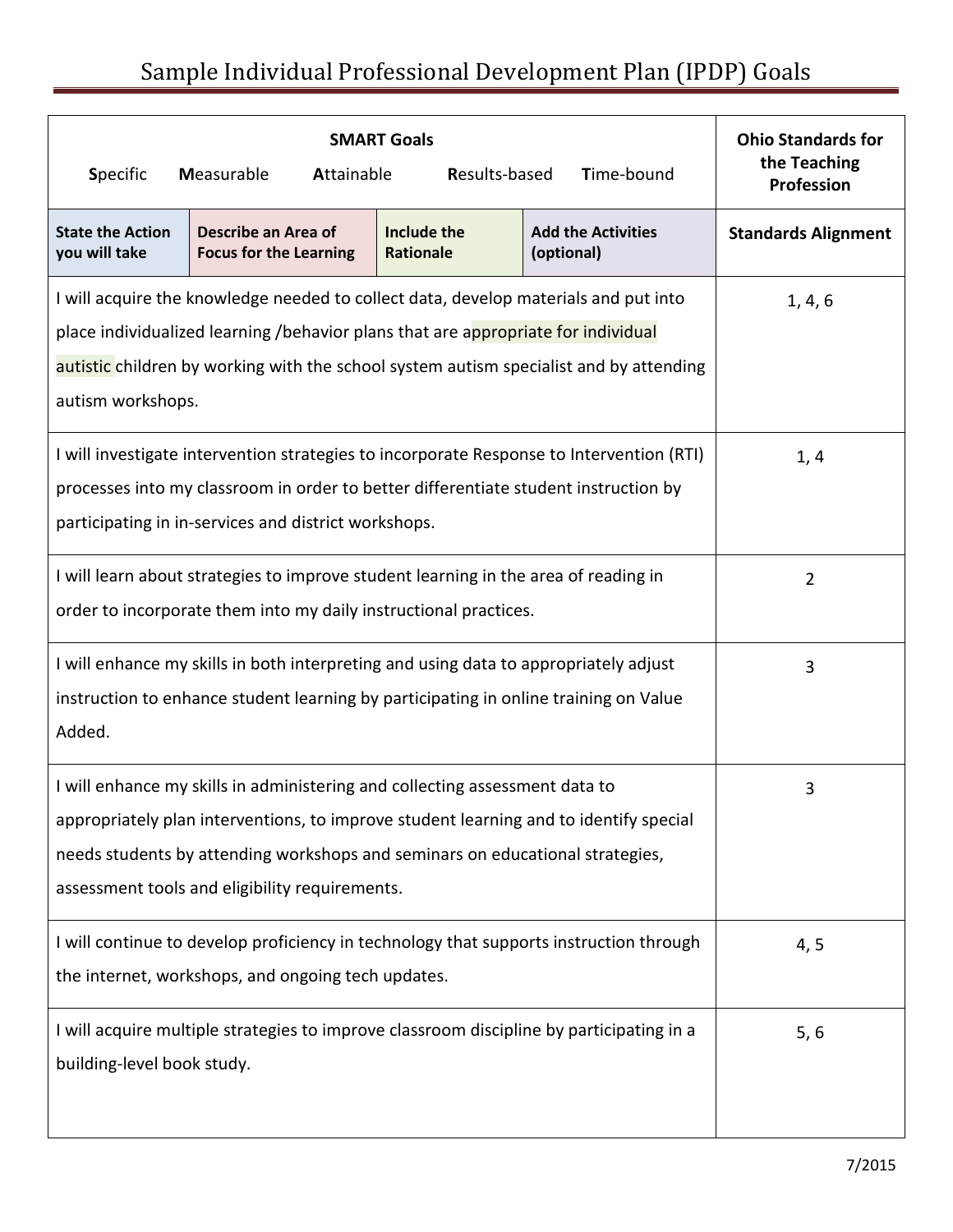# Sample Individual Professional Development Plan (IPDP) Goals

| **SMART Goals**<br>**S**pecific **M**easurable **A**ttainable **R**esults-based **T**ime-bound | | | | **Ohio Standards for the Teaching Profession** |
|---|---|---|---|---|
| **State the Action you will take** | **Describe an Area of Focus for the Learning** | **Include the Rationale** | **Add the Activities (optional)** | **Standards Alignment** |
| I will acquire the knowledge needed to collect data, develop materials and put into place individualized learning /behavior plans that are appropriate for individual autistic children by working with the school system autism specialist and by attending autism workshops. | | | | 1, 4, 6 |
| I will investigate intervention strategies to incorporate Response to Intervention (RTI) processes into my classroom in order to better differentiate student instruction by participating in in-services and district workshops. | | | | 1, 4 |
| I will learn about strategies to improve student learning in the area of reading in order to incorporate them into my daily instructional practices. | | | | 2 |
| I will enhance my skills in both interpreting and using data to appropriately adjust instruction to enhance student learning by participating in online training on Value Added. | | | | 3 |
| I will enhance my skills in administering and collecting assessment data to appropriately plan interventions, to improve student learning and to identify special needs students by attending workshops and seminars on educational strategies, assessment tools and eligibility requirements. | | | | 3 |
| I will continue to develop proficiency in technology that supports instruction through the internet, workshops, and ongoing tech updates. | | | | 4, 5 |
| I will acquire multiple strategies to improve classroom discipline by participating in a building-level book study. | | | | 5, 6 |

7/2015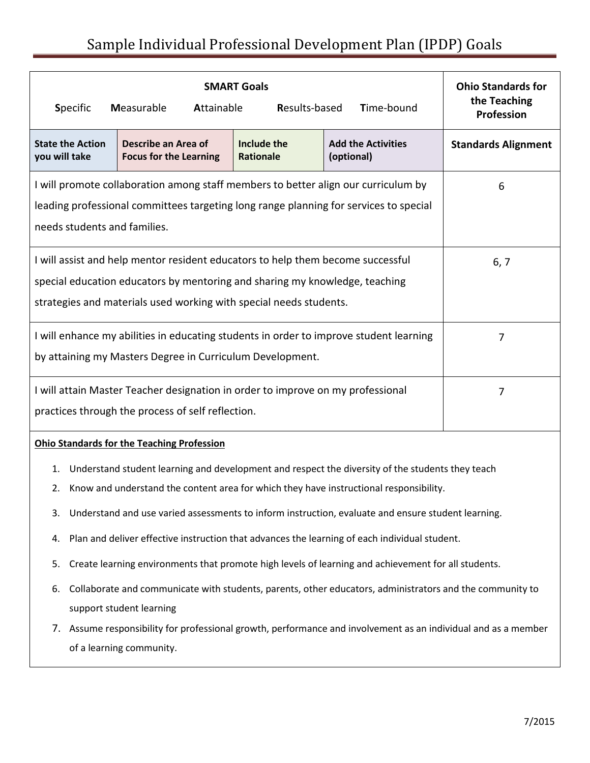# Sample Individual Professional Development Plan (IPDP) Goals

| SMART Goals<br>**S**pecific **M**easurable **A**ttainable **R**esults-based **T**ime-bound | | | | Ohio Standards for the Teaching Profession |
|---|---|---|---|---|
| **State the Action you will take** | **Describe an Area of Focus for the Learning** | **Include the Rationale** | **Add the Activities (optional)** | **Standards Alignment** |
| I will promote collaboration among staff members to better align our curriculum by leading professional committees targeting long range planning for services to special needs students and families. | | | | 6 |
| I will assist and help mentor resident educators to help them become successful special education educators by mentoring and sharing my knowledge, teaching strategies and materials used working with special needs students. | | | | 6, 7 |
| I will enhance my abilities in educating students in order to improve student learning by attaining my Masters Degree in Curriculum Development. | | | | 7 |
| I will attain Master Teacher designation in order to improve on my professional practices through the process of self reflection. | | | | 7 |

**Ohio Standards for the Teaching Profession**

1. Understand student learning and development and respect the diversity of the students they teach
2. Know and understand the content area for which they have instructional responsibility.
3. Understand and use varied assessments to inform instruction, evaluate and ensure student learning.
4. Plan and deliver effective instruction that advances the learning of each individual student.
5. Create learning environments that promote high levels of learning and achievement for all students.
6. Collaborate and communicate with students, parents, other educators, administrators and the community to support student learning
7. Assume responsibility for professional growth, performance and involvement as an individual and as a member of a learning community.

7/2015